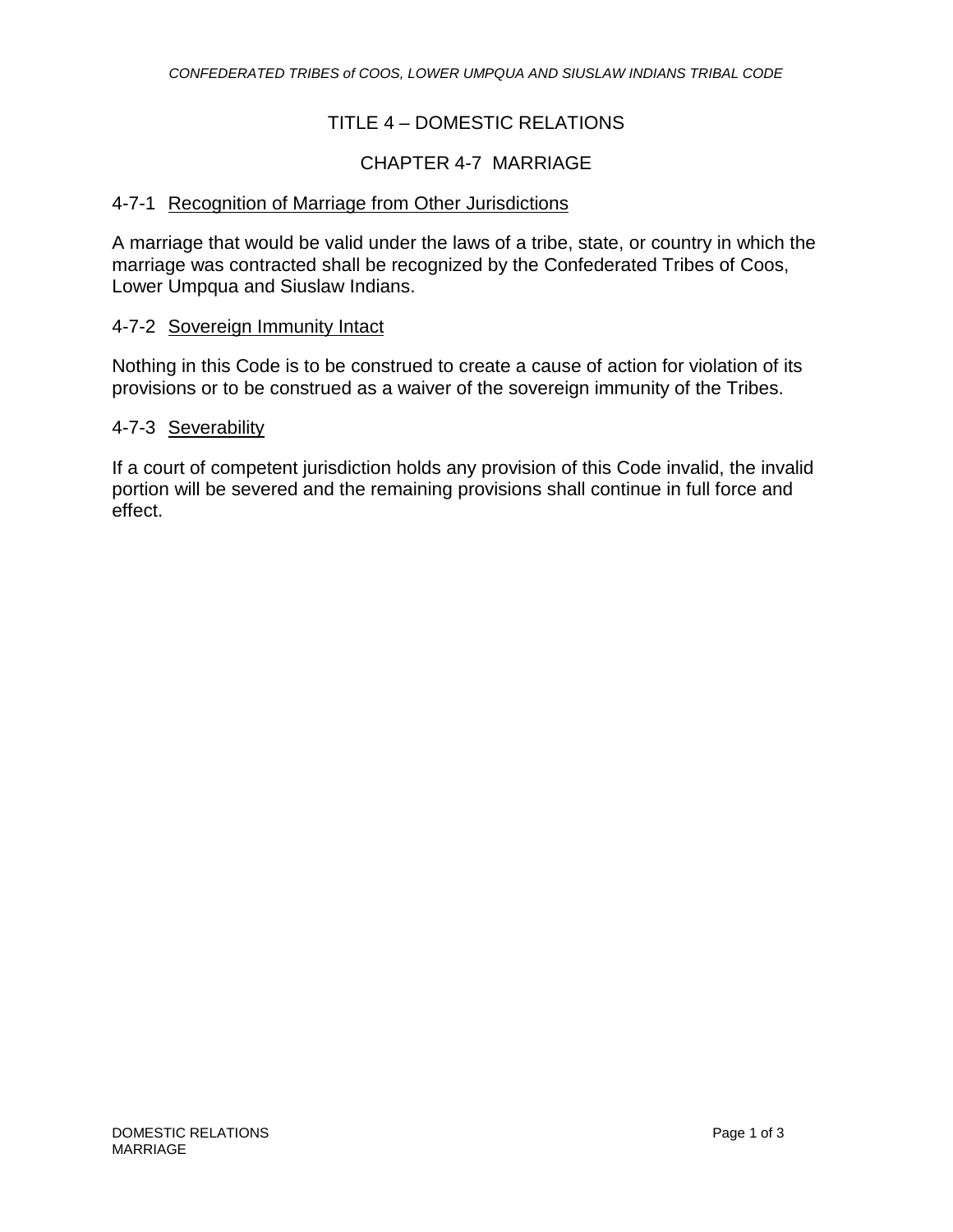# TITLE 4 – DOMESTIC RELATIONS

## CHAPTER 4-7 MARRIAGE

### 4-7-1 Recognition of Marriage from Other Jurisdictions

A marriage that would be valid under the laws of a tribe, state, or country in which the marriage was contracted shall be recognized by the Confederated Tribes of Coos, Lower Umpqua and Siuslaw Indians.

### 4-7-2 Sovereign Immunity Intact

Nothing in this Code is to be construed to create a cause of action for violation of its provisions or to be construed as a waiver of the sovereign immunity of the Tribes.

### 4-7-3 Severability

If a court of competent jurisdiction holds any provision of this Code invalid, the invalid portion will be severed and the remaining provisions shall continue in full force and effect.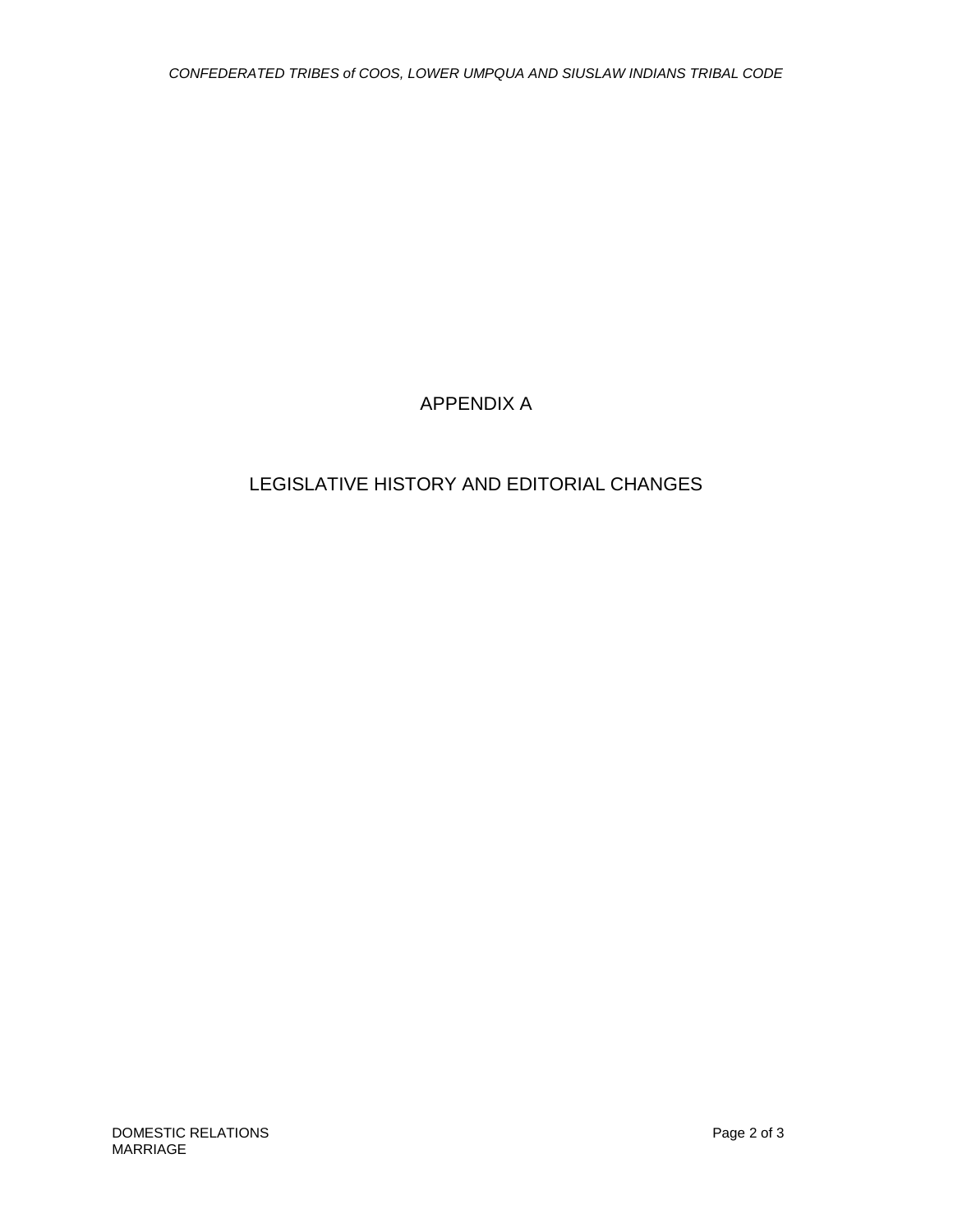# APPENDIX A

## LEGISLATIVE HISTORY AND EDITORIAL CHANGES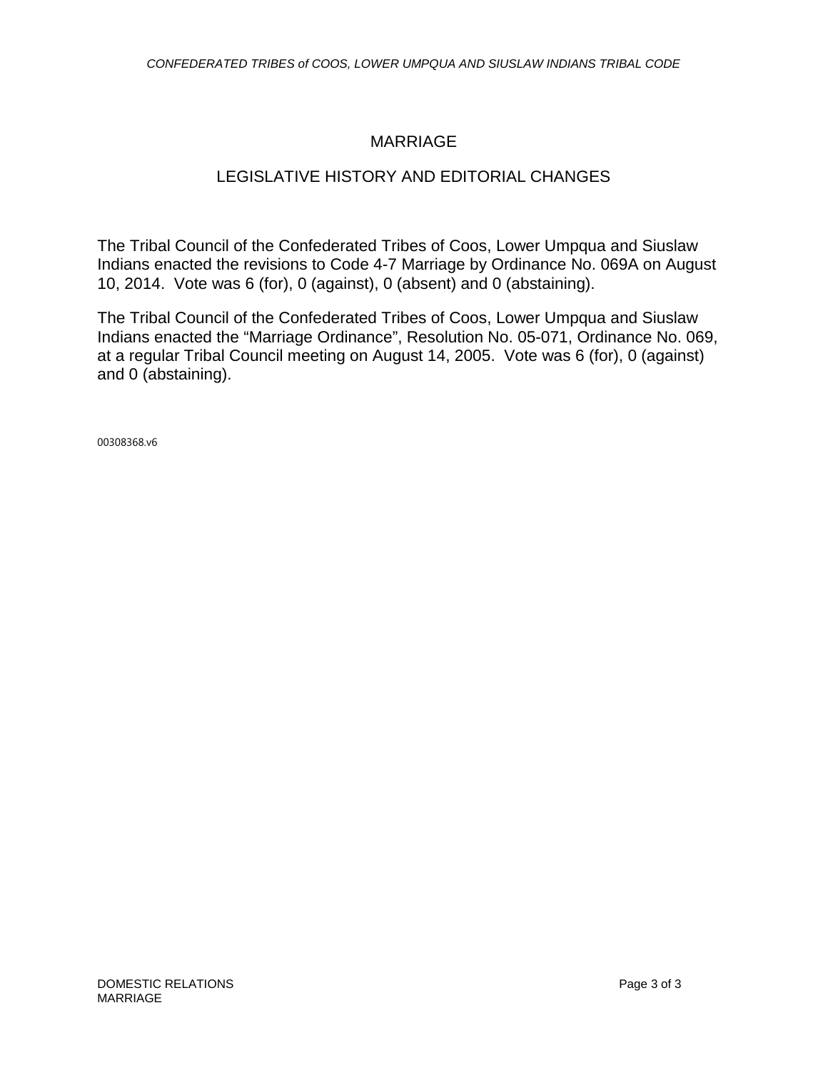## MARRIAGE

## LEGISLATIVE HISTORY AND EDITORIAL CHANGES

The Tribal Council of the Confederated Tribes of Coos, Lower Umpqua and Siuslaw Indians enacted the revisions to Code 4-7 Marriage by Ordinance No. 069A on August 10, 2014. Vote was 6 (for), 0 (against), 0 (absent) and 0 (abstaining).

The Tribal Council of the Confederated Tribes of Coos, Lower Umpqua and Siuslaw Indians enacted the "Marriage Ordinance", Resolution No. 05-071, Ordinance No. 069, at a regular Tribal Council meeting on August 14, 2005. Vote was 6 (for), 0 (against) and 0 (abstaining).

00308368.v6